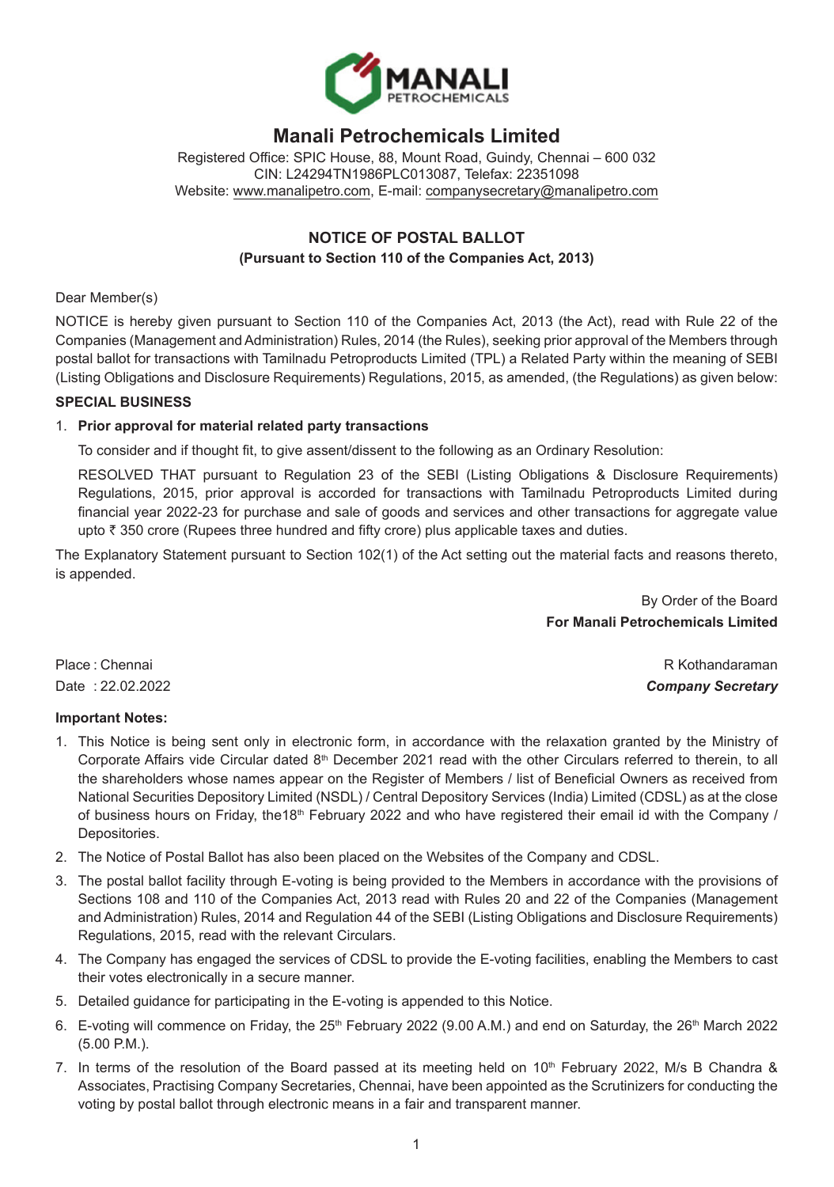# Manali Petrochemicals Limited

Registered Office: SPIC House, 88, Mount Road, Guindy, Chennai – 600 032
CIN: L24294TN1986PLC013087, Telefax: 22351098
Website: www.manalipetro.com, E-mail: companysecretary@manalipetro.com

## NOTICE OF POSTAL BALLOT

**(Pursuant to Section 110 of the Companies Act, 2013)**

Dear Member(s)

NOTICE is hereby given pursuant to Section 110 of the Companies Act, 2013 (the Act), read with Rule 22 of the Companies (Management and Administration) Rules, 2014 (the Rules), seeking prior approval of the Members through postal ballot for transactions with Tamilnadu Petroproducts Limited (TPL) a Related Party within the meaning of SEBI (Listing Obligations and Disclosure Requirements) Regulations, 2015, as amended, (the Regulations) as given below:

**SPECIAL BUSINESS**

1. **Prior approval for material related party transactions**

   To consider and if thought fit, to give assent/dissent to the following as an Ordinary Resolution:

   RESOLVED THAT pursuant to Regulation 23 of the SEBI (Listing Obligations & Disclosure Requirements) Regulations, 2015, prior approval is accorded for transactions with Tamilnadu Petroproducts Limited during financial year 2022-23 for purchase and sale of goods and services and other transactions for aggregate value upto ₹ 350 crore (Rupees three hundred and fifty crore) plus applicable taxes and duties.

The Explanatory Statement pursuant to Section 102(1) of the Act setting out the material facts and reasons thereto, is appended.

By Order of the Board
**For Manali Petrochemicals Limited**

Place : Chennai
Date : 22.02.2022

R Kothandaraman
***Company Secretary***

**Important Notes:**

1. This Notice is being sent only in electronic form, in accordance with the relaxation granted by the Ministry of Corporate Affairs vide Circular dated 8th December 2021 read with the other Circulars referred to therein, to all the shareholders whose names appear on the Register of Members / list of Beneficial Owners as received from National Securities Depository Limited (NSDL) / Central Depository Services (India) Limited (CDSL) as at the close of business hours on Friday, the18th February 2022 and who have registered their email id with the Company / Depositories.
2. The Notice of Postal Ballot has also been placed on the Websites of the Company and CDSL.
3. The postal ballot facility through E-voting is being provided to the Members in accordance with the provisions of Sections 108 and 110 of the Companies Act, 2013 read with Rules 20 and 22 of the Companies (Management and Administration) Rules, 2014 and Regulation 44 of the SEBI (Listing Obligations and Disclosure Requirements) Regulations, 2015, read with the relevant Circulars.
4. The Company has engaged the services of CDSL to provide the E-voting facilities, enabling the Members to cast their votes electronically in a secure manner.
5. Detailed guidance for participating in the E-voting is appended to this Notice.
6. E-voting will commence on Friday, the 25th February 2022 (9.00 A.M.) and end on Saturday, the 26th March 2022 (5.00 P.M.).
7. In terms of the resolution of the Board passed at its meeting held on 10th February 2022, M/s B Chandra & Associates, Practising Company Secretaries, Chennai, have been appointed as the Scrutinizers for conducting the voting by postal ballot through electronic means in a fair and transparent manner.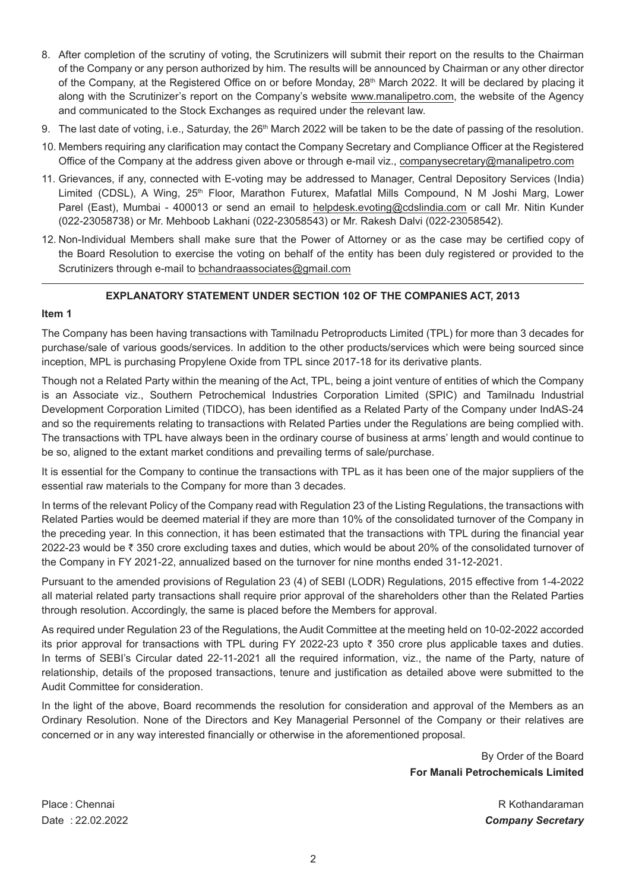8. After completion of the scrutiny of voting, the Scrutinizers will submit their report on the results to the Chairman of the Company or any person authorized by him. The results will be announced by Chairman or any other director of the Company, at the Registered Office on or before Monday, 28th March 2022. It will be declared by placing it along with the Scrutinizer's report on the Company's website www.manalipetro.com, the website of the Agency and communicated to the Stock Exchanges as required under the relevant law.
9. The last date of voting, i.e., Saturday, the 26th March 2022 will be taken to be the date of passing of the resolution.
10. Members requiring any clarification may contact the Company Secretary and Compliance Officer at the Registered Office of the Company at the address given above or through e-mail viz., companysecretary@manalipetro.com
11. Grievances, if any, connected with E-voting may be addressed to Manager, Central Depository Services (India) Limited (CDSL), A Wing, 25th Floor, Marathon Futurex, Mafatlal Mills Compound, N M Joshi Marg, Lower Parel (East), Mumbai - 400013 or send an email to helpdesk.evoting@cdslindia.com or call Mr. Nitin Kunder (022-23058738) or Mr. Mehboob Lakhani (022-23058543) or Mr. Rakesh Dalvi (022-23058542).
12. Non-Individual Members shall make sure that the Power of Attorney or as the case may be certified copy of the Board Resolution to exercise the voting on behalf of the entity has been duly registered or provided to the Scrutinizers through e-mail to bchandraassociates@gmail.com

---

## EXPLANATORY STATEMENT UNDER SECTION 102 OF THE COMPANIES ACT, 2013

**Item 1**

The Company has been having transactions with Tamilnadu Petroproducts Limited (TPL) for more than 3 decades for purchase/sale of various goods/services. In addition to the other products/services which were being sourced since inception, MPL is purchasing Propylene Oxide from TPL since 2017-18 for its derivative plants.

Though not a Related Party within the meaning of the Act, TPL, being a joint venture of entities of which the Company is an Associate viz., Southern Petrochemical Industries Corporation Limited (SPIC) and Tamilnadu Industrial Development Corporation Limited (TIDCO), has been identified as a Related Party of the Company under IndAS-24 and so the requirements relating to transactions with Related Parties under the Regulations are being complied with. The transactions with TPL have always been in the ordinary course of business at arms' length and would continue to be so, aligned to the extant market conditions and prevailing terms of sale/purchase.

It is essential for the Company to continue the transactions with TPL as it has been one of the major suppliers of the essential raw materials to the Company for more than 3 decades.

In terms of the relevant Policy of the Company read with Regulation 23 of the Listing Regulations, the transactions with Related Parties would be deemed material if they are more than 10% of the consolidated turnover of the Company in the preceding year. In this connection, it has been estimated that the transactions with TPL during the financial year 2022-23 would be ₹ 350 crore excluding taxes and duties, which would be about 20% of the consolidated turnover of the Company in FY 2021-22, annualized based on the turnover for nine months ended 31-12-2021.

Pursuant to the amended provisions of Regulation 23 (4) of SEBI (LODR) Regulations, 2015 effective from 1-4-2022 all material related party transactions shall require prior approval of the shareholders other than the Related Parties through resolution. Accordingly, the same is placed before the Members for approval.

As required under Regulation 23 of the Regulations, the Audit Committee at the meeting held on 10-02-2022 accorded its prior approval for transactions with TPL during FY 2022-23 upto ₹ 350 crore plus applicable taxes and duties. In terms of SEBI's Circular dated 22-11-2021 all the required information, viz., the name of the Party, nature of relationship, details of the proposed transactions, tenure and justification as detailed above were submitted to the Audit Committee for consideration.

In the light of the above, Board recommends the resolution for consideration and approval of the Members as an Ordinary Resolution. None of the Directors and Key Managerial Personnel of the Company or their relatives are concerned or in any way interested financially or otherwise in the aforementioned proposal.

By Order of the Board
**For Manali Petrochemicals Limited**

Place : Chennai
Date : 22.02.2022

R Kothandaraman
***Company Secretary***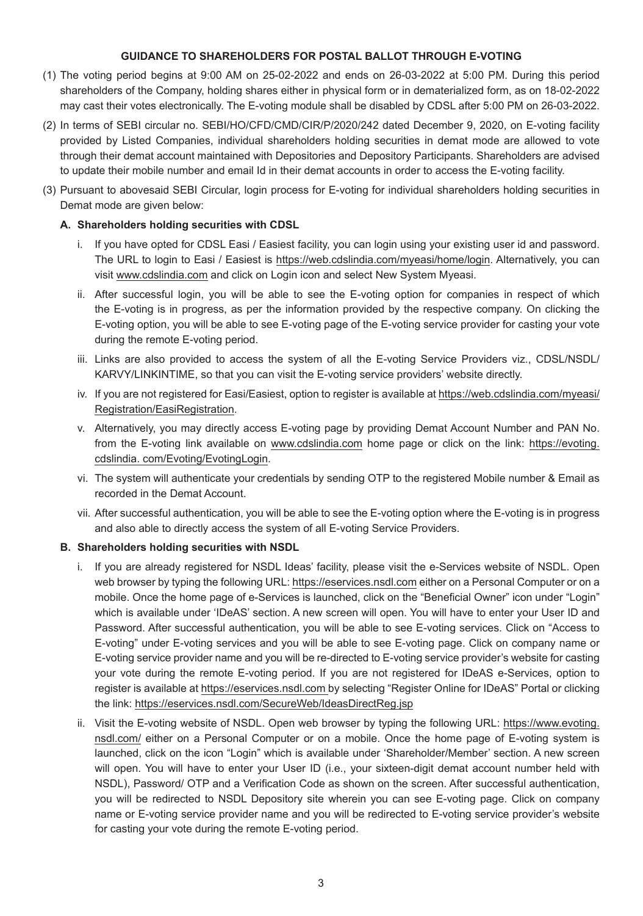## GUIDANCE TO SHAREHOLDERS FOR POSTAL BALLOT THROUGH E-VOTING

(1) The voting period begins at 9:00 AM on 25-02-2022 and ends on 26-03-2022 at 5:00 PM. During this period shareholders of the Company, holding shares either in physical form or in dematerialized form, as on 18-02-2022 may cast their votes electronically. The E-voting module shall be disabled by CDSL after 5:00 PM on 26-03-2022.

(2) In terms of SEBI circular no. SEBI/HO/CFD/CMD/CIR/P/2020/242 dated December 9, 2020, on E-voting facility provided by Listed Companies, individual shareholders holding securities in demat mode are allowed to vote through their demat account maintained with Depositories and Depository Participants. Shareholders are advised to update their mobile number and email Id in their demat accounts in order to access the E-voting facility.

(3) Pursuant to abovesaid SEBI Circular, login process for E-voting for individual shareholders holding securities in Demat mode are given below:

**A. Shareholders holding securities with CDSL**

i. If you have opted for CDSL Easi / Easiest facility, you can login using your existing user id and password. The URL to login to Easi / Easiest is https://web.cdslindia.com/myeasi/home/login. Alternatively, you can visit www.cdslindia.com and click on Login icon and select New System Myeasi.

ii. After successful login, you will be able to see the E-voting option for companies in respect of which the E-voting is in progress, as per the information provided by the respective company. On clicking the E-voting option, you will be able to see E-voting page of the E-voting service provider for casting your vote during the remote E-voting period.

iii. Links are also provided to access the system of all the E-voting Service Providers viz., CDSL/NSDL/KARVY/LINKINTIME, so that you can visit the E-voting service providers' website directly.

iv. If you are not registered for Easi/Easiest, option to register is available at https://web.cdslindia.com/myeasi/Registration/EasiRegistration.

v. Alternatively, you may directly access E-voting page by providing Demat Account Number and PAN No. from the E-voting link available on www.cdslindia.com home page or click on the link: https://evoting.cdslindia. com/Evoting/EvotingLogin.

vi. The system will authenticate your credentials by sending OTP to the registered Mobile number & Email as recorded in the Demat Account.

vii. After successful authentication, you will be able to see the E-voting option where the E-voting is in progress and also able to directly access the system of all E-voting Service Providers.

**B. Shareholders holding securities with NSDL**

i. If you are already registered for NSDL Ideas' facility, please visit the e-Services website of NSDL. Open web browser by typing the following URL: https://eservices.nsdl.com either on a Personal Computer or on a mobile. Once the home page of e-Services is launched, click on the "Beneficial Owner" icon under "Login" which is available under 'IDeAS' section. A new screen will open. You will have to enter your User ID and Password. After successful authentication, you will be able to see E-voting services. Click on "Access to E-voting" under E-voting services and you will be able to see E-voting page. Click on company name or E-voting service provider name and you will be re-directed to E-voting service provider's website for casting your vote during the remote E-voting period. If you are not registered for IDeAS e-Services, option to register is available at https://eservices.nsdl.com by selecting "Register Online for IDeAS" Portal or clicking the link: https://eservices.nsdl.com/SecureWeb/IdeasDirectReg.jsp

ii. Visit the E-voting website of NSDL. Open web browser by typing the following URL: https://www.evoting.nsdl.com/ either on a Personal Computer or on a mobile. Once the home page of E-voting system is launched, click on the icon "Login" which is available under 'Shareholder/Member' section. A new screen will open. You will have to enter your User ID (i.e., your sixteen-digit demat account number held with NSDL), Password/ OTP and a Verification Code as shown on the screen. After successful authentication, you will be redirected to NSDL Depository site wherein you can see E-voting page. Click on company name or E-voting service provider name and you will be redirected to E-voting service provider's website for casting your vote during the remote E-voting period.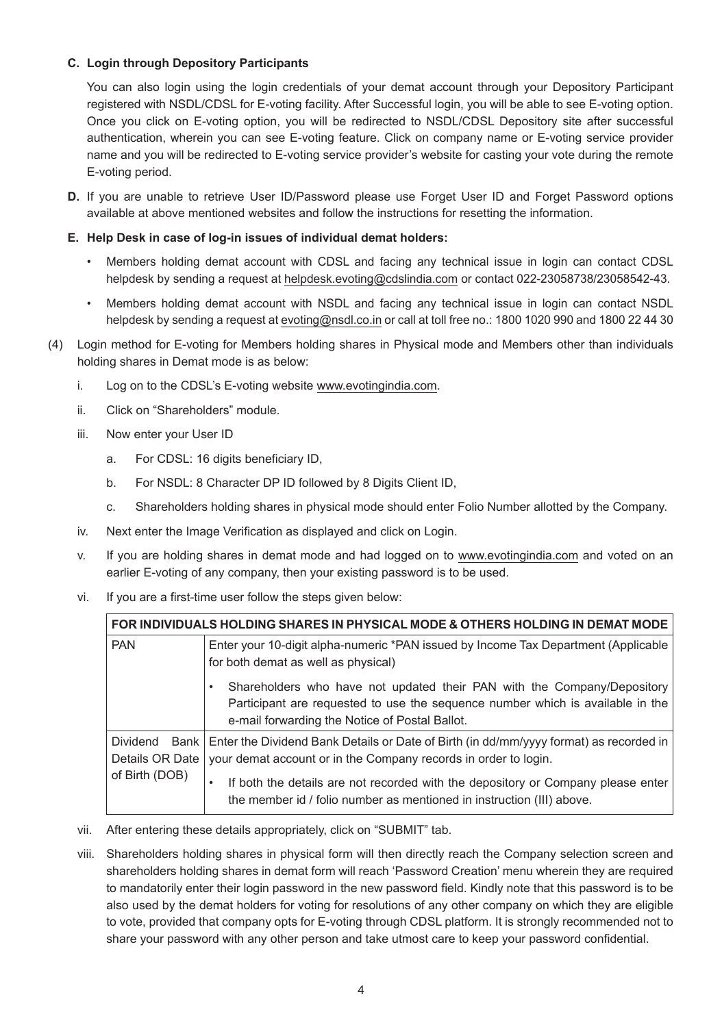**C. Login through Depository Participants**

You can also login using the login credentials of your demat account through your Depository Participant registered with NSDL/CDSL for E-voting facility. After Successful login, you will be able to see E-voting option. Once you click on E-voting option, you will be redirected to NSDL/CDSL Depository site after successful authentication, wherein you can see E-voting feature. Click on company name or E-voting service provider name and you will be redirected to E-voting service provider's website for casting your vote during the remote E-voting period.

**D.** If you are unable to retrieve User ID/Password please use Forget User ID and Forget Password options available at above mentioned websites and follow the instructions for resetting the information.

**E. Help Desk in case of log-in issues of individual demat holders:**

- Members holding demat account with CDSL and facing any technical issue in login can contact CDSL helpdesk by sending a request at helpdesk.evoting@cdslindia.com or contact 022-23058738/23058542-43.
- Members holding demat account with NSDL and facing any technical issue in login can contact NSDL helpdesk by sending a request at evoting@nsdl.co.in or call at toll free no.: 1800 1020 990 and 1800 22 44 30

(4) Login method for E-voting for Members holding shares in Physical mode and Members other than individuals holding shares in Demat mode is as below:

i. Log on to the CDSL's E-voting website www.evotingindia.com.

ii. Click on "Shareholders" module.

iii. Now enter your User ID

a. For CDSL: 16 digits beneficiary ID,

b. For NSDL: 8 Character DP ID followed by 8 Digits Client ID,

c. Shareholders holding shares in physical mode should enter Folio Number allotted by the Company.

iv. Next enter the Image Verification as displayed and click on Login.

v. If you are holding shares in demat mode and had logged on to www.evotingindia.com and voted on an earlier E-voting of any company, then your existing password is to be used.

vi. If you are a first-time user follow the steps given below:

| FOR INDIVIDUALS HOLDING SHARES IN PHYSICAL MODE & OTHERS HOLDING IN DEMAT MODE | |
|---|---|
| PAN | Enter your 10-digit alpha-numeric *PAN issued by Income Tax Department (Applicable for both demat as well as physical)<br>• Shareholders who have not updated their PAN with the Company/Depository Participant are requested to use the sequence number which is available in the e-mail forwarding the Notice of Postal Ballot. |
| Dividend Bank Details OR Date of Birth (DOB) | Enter the Dividend Bank Details or Date of Birth (in dd/mm/yyyy format) as recorded in your demat account or in the Company records in order to login.<br>• If both the details are not recorded with the depository or Company please enter the member id / folio number as mentioned in instruction (III) above. |

vii. After entering these details appropriately, click on "SUBMIT" tab.

viii. Shareholders holding shares in physical form will then directly reach the Company selection screen and shareholders holding shares in demat form will reach 'Password Creation' menu wherein they are required to mandatorily enter their login password in the new password field. Kindly note that this password is to be also used by the demat holders for voting for resolutions of any other company on which they are eligible to vote, provided that company opts for E-voting through CDSL platform. It is strongly recommended not to share your password with any other person and take utmost care to keep your password confidential.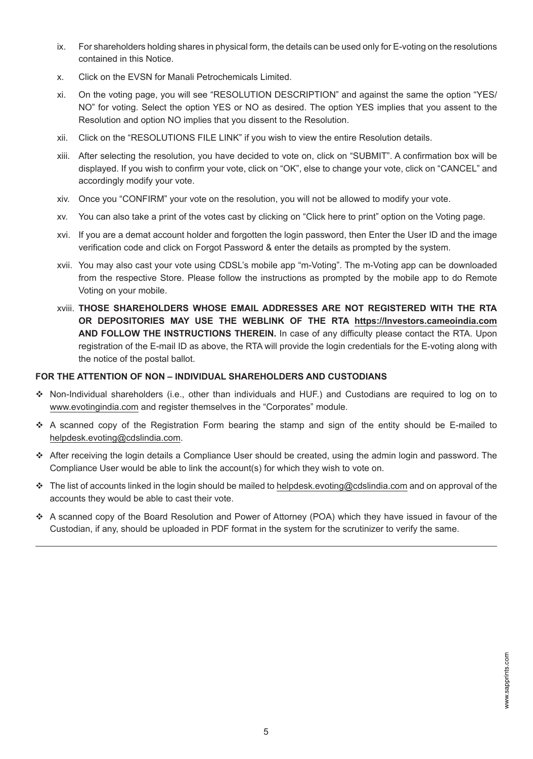ix. For shareholders holding shares in physical form, the details can be used only for E-voting on the resolutions contained in this Notice.

x. Click on the EVSN for Manali Petrochemicals Limited.

xi. On the voting page, you will see "RESOLUTION DESCRIPTION" and against the same the option "YES/ NO" for voting. Select the option YES or NO as desired. The option YES implies that you assent to the Resolution and option NO implies that you dissent to the Resolution.

xii. Click on the "RESOLUTIONS FILE LINK" if you wish to view the entire Resolution details.

xiii. After selecting the resolution, you have decided to vote on, click on "SUBMIT". A confirmation box will be displayed. If you wish to confirm your vote, click on "OK", else to change your vote, click on "CANCEL" and accordingly modify your vote.

xiv. Once you "CONFIRM" your vote on the resolution, you will not be allowed to modify your vote.

xv. You can also take a print of the votes cast by clicking on "Click here to print" option on the Voting page.

xvi. If you are a demat account holder and forgotten the login password, then Enter the User ID and the image verification code and click on Forgot Password & enter the details as prompted by the system.

xvii. You may also cast your vote using CDSL's mobile app "m-Voting". The m-Voting app can be downloaded from the respective Store. Please follow the instructions as prompted by the mobile app to do Remote Voting on your mobile.

xviii. **THOSE SHAREHOLDERS WHOSE EMAIL ADDRESSES ARE NOT REGISTERED WITH THE RTA OR DEPOSITORIES MAY USE THE WEBLINK OF THE RTA https://Investors.cameoindia.com AND FOLLOW THE INSTRUCTIONS THEREIN.** In case of any difficulty please contact the RTA. Upon registration of the E-mail ID as above, the RTA will provide the login credentials for the E-voting along with the notice of the postal ballot.

**FOR THE ATTENTION OF NON – INDIVIDUAL SHAREHOLDERS AND CUSTODIANS**

- Non-Individual shareholders (i.e., other than individuals and HUF.) and Custodians are required to log on to www.evotingindia.com and register themselves in the "Corporates" module.
- A scanned copy of the Registration Form bearing the stamp and sign of the entity should be E-mailed to helpdesk.evoting@cdslindia.com.
- After receiving the login details a Compliance User should be created, using the admin login and password. The Compliance User would be able to link the account(s) for which they wish to vote on.
- The list of accounts linked in the login should be mailed to helpdesk.evoting@cdslindia.com and on approval of the accounts they would be able to cast their vote.
- A scanned copy of the Board Resolution and Power of Attorney (POA) which they have issued in favour of the Custodian, if any, should be uploaded in PDF format in the system for the scrutinizer to verify the same.